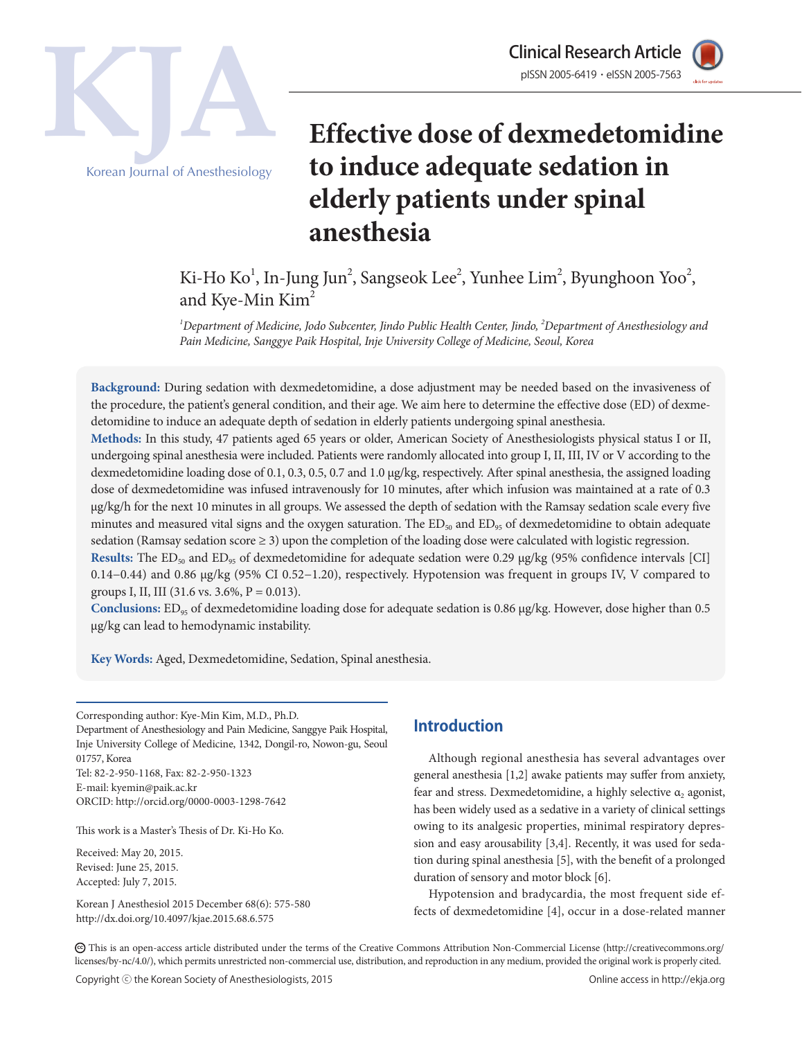Clinical Research Article

pISSN 2005-6419 • eISSN 2005-7563

# Effective dose of dexmedetomidine to induce adequate sedation in elderly patients under spinal anesthesia

Ki-Ho Ko[1], In-Jung Jun[2], Sangseok Lee[2], Yunhee Lim[2], Byunghoon Yoo[2], and Kye-Min Kim[2]

*[1]Department of Medicine, Jodo Subcenter, Jindo Public Health Center, Jindo, [2]Department of Anesthesiology and Pain Medicine, Sanggye Paik Hospital, Inje University College of Medicine, Seoul, Korea*

**Background:** During sedation with dexmedetomidine, a dose adjustment may be needed based on the invasiveness of the procedure, the patient's general condition, and their age. We aim here to determine the effective dose (ED) of dexmedetomidine to induce an adequate depth of sedation in elderly patients undergoing spinal anesthesia.

**Methods:** In this study, 47 patients aged 65 years or older, American Society of Anesthesiologists physical status I or II, undergoing spinal anesthesia were included. Patients were randomly allocated into group I, II, III, IV or V according to the dexmedetomidine loading dose of 0.1, 0.3, 0.5, 0.7 and 1.0 μg/kg, respectively. After spinal anesthesia, the assigned loading dose of dexmedetomidine was infused intravenously for 10 minutes, after which infusion was maintained at a rate of 0.3 μg/kg/h for the next 10 minutes in all groups. We assessed the depth of sedation with the Ramsay sedation scale every five minutes and measured vital signs and the oxygen saturation. The $ED_{50}$ and $ED_{95}$ of dexmedetomidine to obtain adequate sedation (Ramsay sedation score ≥ 3) upon the completion of the loading dose were calculated with logistic regression.

**Results:** The $ED_{50}$ and $ED_{95}$ of dexmedetomidine for adequate sedation were 0.29 μg/kg (95% confidence intervals [CI] 0.14–0.44) and 0.86 μg/kg (95% CI 0.52–1.20), respectively. Hypotension was frequent in groups IV, V compared to groups I, II, III (31.6 vs. 3.6%, P = 0.013).

**Conclusions:** $ED_{95}$ of dexmedetomidine loading dose for adequate sedation is 0.86 μg/kg. However, dose higher than 0.5 μg/kg can lead to hemodynamic instability.

**Key Words:** Aged, Dexmedetomidine, Sedation, Spinal anesthesia.

Corresponding author: Kye-Min Kim, M.D., Ph.D.
Department of Anesthesiology and Pain Medicine, Sanggye Paik Hospital, Inje University College of Medicine, 1342, Dongil-ro, Nowon-gu, Seoul 01757, Korea
Tel: 82-2-950-1168, Fax: 82-2-950-1323
E-mail: kyemin@paik.ac.kr
ORCID: http://orcid.org/0000-0003-1298-7642

This work is a Master's Thesis of Dr. Ki-Ho Ko.

Received: May 20, 2015.
Revised: June 25, 2015.
Accepted: July 7, 2015.

Korean J Anesthesiol 2015 December 68(6): 575-580
http://dx.doi.org/10.4097/kjae.2015.68.6.575

## Introduction

Although regional anesthesia has several advantages over general anesthesia [1,2] awake patients may suffer from anxiety, fear and stress. Dexmedetomidine, a highly selective $\alpha_2$ agonist, has been widely used as a sedative in a variety of clinical settings owing to its analgesic properties, minimal respiratory depression and easy arousability [3,4]. Recently, it was used for sedation during spinal anesthesia [5], with the benefit of a prolonged duration of sensory and motor block [6].

Hypotension and bradycardia, the most frequent side effects of dexmedetomidine [4], occur in a dose-related manner

This is an open-access article distributed under the terms of the Creative Commons Attribution Non-Commercial License (http://creativecommons.org/licenses/by-nc/4.0/), which permits unrestricted non-commercial use, distribution, and reproduction in any medium, provided the original work is properly cited.

Copyright © the Korean Society of Anesthesiologists, 2015

Online access in http://ekja.org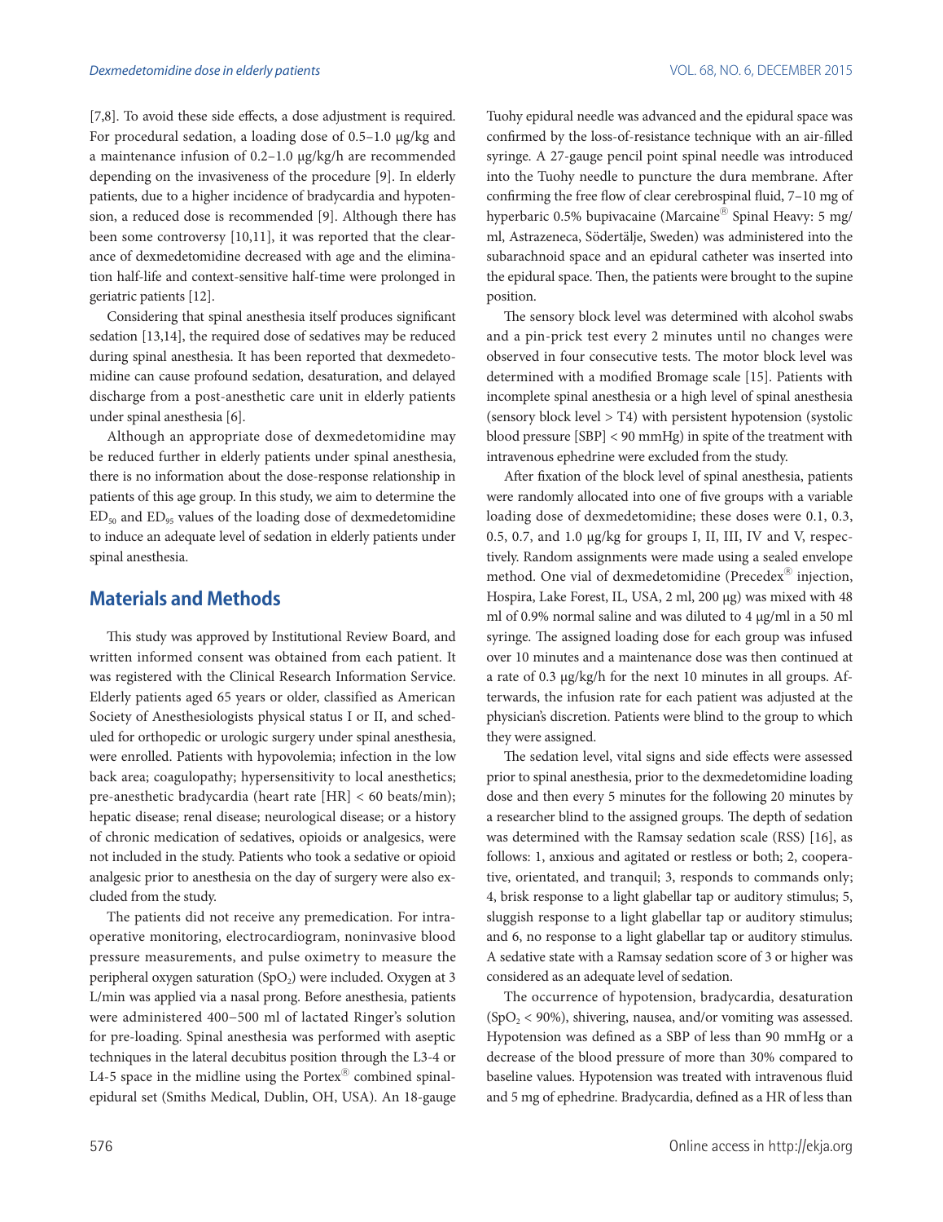[7,8]. To avoid these side effects, a dose adjustment is required. For procedural sedation, a loading dose of 0.5–1.0 μg/kg and a maintenance infusion of 0.2–1.0 μg/kg/h are recommended depending on the invasiveness of the procedure [9]. In elderly patients, due to a higher incidence of bradycardia and hypotension, a reduced dose is recommended [9]. Although there has been some controversy [10,11], it was reported that the clearance of dexmedetomidine decreased with age and the elimination half-life and context-sensitive half-time were prolonged in geriatric patients [12].

Considering that spinal anesthesia itself produces significant sedation [13,14], the required dose of sedatives may be reduced during spinal anesthesia. It has been reported that dexmedetomidine can cause profound sedation, desaturation, and delayed discharge from a post-anesthetic care unit in elderly patients under spinal anesthesia [6].

Although an appropriate dose of dexmedetomidine may be reduced further in elderly patients under spinal anesthesia, there is no information about the dose-response relationship in patients of this age group. In this study, we aim to determine the $ED_{50}$ and $ED_{95}$ values of the loading dose of dexmedetomidine to induce an adequate level of sedation in elderly patients under spinal anesthesia.

## Materials and Methods

This study was approved by Institutional Review Board, and written informed consent was obtained from each patient. It was registered with the Clinical Research Information Service. Elderly patients aged 65 years or older, classified as American Society of Anesthesiologists physical status I or II, and scheduled for orthopedic or urologic surgery under spinal anesthesia, were enrolled. Patients with hypovolemia; infection in the low back area; coagulopathy; hypersensitivity to local anesthetics; pre-anesthetic bradycardia (heart rate [HR] < 60 beats/min); hepatic disease; renal disease; neurological disease; or a history of chronic medication of sedatives, opioids or analgesics, were not included in the study. Patients who took a sedative or opioid analgesic prior to anesthesia on the day of surgery were also excluded from the study.

The patients did not receive any premedication. For intraoperative monitoring, electrocardiogram, noninvasive blood pressure measurements, and pulse oximetry to measure the peripheral oxygen saturation ($SpO_2$) were included. Oxygen at 3 L/min was applied via a nasal prong. Before anesthesia, patients were administered 400–500 ml of lactated Ringer's solution for pre-loading. Spinal anesthesia was performed with aseptic techniques in the lateral decubitus position through the L3-4 or L4-5 space in the midline using the Portex® combined spinal-epidural set (Smiths Medical, Dublin, OH, USA). An 18-gauge Tuohy epidural needle was advanced and the epidural space was confirmed by the loss-of-resistance technique with an air-filled syringe. A 27-gauge pencil point spinal needle was introduced into the Tuohy needle to puncture the dura membrane. After confirming the free flow of clear cerebrospinal fluid, 7–10 mg of hyperbaric 0.5% bupivacaine (Marcaine® Spinal Heavy: 5 mg/ml, Astrazeneca, Södertälje, Sweden) was administered into the subarachnoid space and an epidural catheter was inserted into the epidural space. Then, the patients were brought to the supine position.

The sensory block level was determined with alcohol swabs and a pin-prick test every 2 minutes until no changes were observed in four consecutive tests. The motor block level was determined with a modified Bromage scale [15]. Patients with incomplete spinal anesthesia or a high level of spinal anesthesia (sensory block level > T4) with persistent hypotension (systolic blood pressure [SBP] < 90 mmHg) in spite of the treatment with intravenous ephedrine were excluded from the study.

After fixation of the block level of spinal anesthesia, patients were randomly allocated into one of five groups with a variable loading dose of dexmedetomidine; these doses were 0.1, 0.3, 0.5, 0.7, and 1.0 μg/kg for groups I, II, III, IV and V, respectively. Random assignments were made using a sealed envelope method. One vial of dexmedetomidine (Precedex® injection, Hospira, Lake Forest, IL, USA, 2 ml, 200 μg) was mixed with 48 ml of 0.9% normal saline and was diluted to 4 μg/ml in a 50 ml syringe. The assigned loading dose for each group was infused over 10 minutes and a maintenance dose was then continued at a rate of 0.3 μg/kg/h for the next 10 minutes in all groups. Afterwards, the infusion rate for each patient was adjusted at the physician's discretion. Patients were blind to the group to which they were assigned.

The sedation level, vital signs and side effects were assessed prior to spinal anesthesia, prior to the dexmedetomidine loading dose and then every 5 minutes for the following 20 minutes by a researcher blind to the assigned groups. The depth of sedation was determined with the Ramsay sedation scale (RSS) [16], as follows: 1, anxious and agitated or restless or both; 2, cooperative, orientated, and tranquil; 3, responds to commands only; 4, brisk response to a light glabellar tap or auditory stimulus; 5, sluggish response to a light glabellar tap or auditory stimulus; and 6, no response to a light glabellar tap or auditory stimulus. A sedative state with a Ramsay sedation score of 3 or higher was considered as an adequate level of sedation.

The occurrence of hypotension, bradycardia, desaturation ($SpO_2$ < 90%), shivering, nausea, and/or vomiting was assessed. Hypotension was defined as a SBP of less than 90 mmHg or a decrease of the blood pressure of more than 30% compared to baseline values. Hypotension was treated with intravenous fluid and 5 mg of ephedrine. Bradycardia, defined as a HR of less than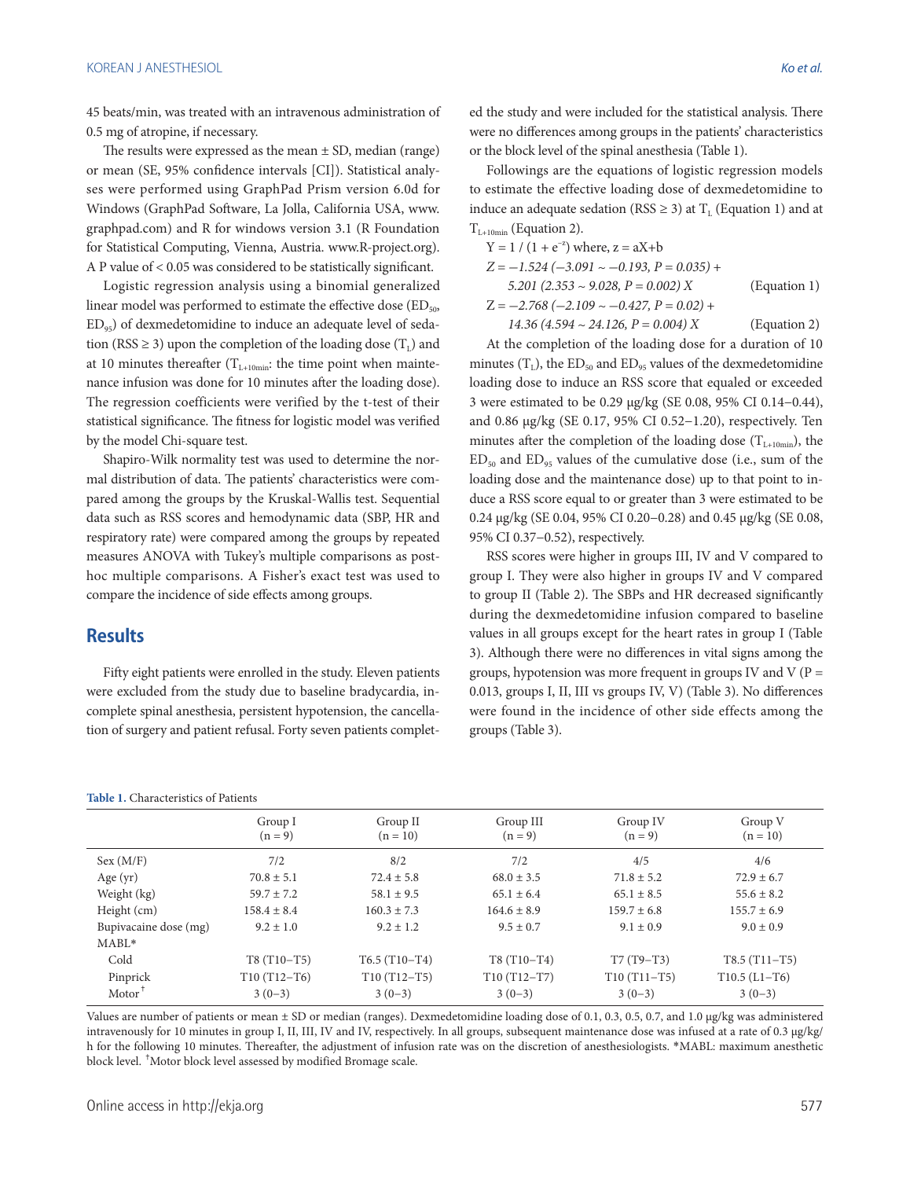45 beats/min, was treated with an intravenous administration of 0.5 mg of atropine, if necessary.

The results were expressed as the mean ± SD, median (range) or mean (SE, 95% confidence intervals [CI]). Statistical analyses were performed using GraphPad Prism version 6.0d for Windows (GraphPad Software, La Jolla, California USA, www.graphpad.com) and R for windows version 3.1 (R Foundation for Statistical Computing, Vienna, Austria. www.R-project.org). A P value of < 0.05 was considered to be statistically significant.

Logistic regression analysis using a binomial generalized linear model was performed to estimate the effective dose ($ED_{50}$, $ED_{95}$) of dexmedetomidine to induce an adequate level of sedation (RSS ≥ 3) upon the completion of the loading dose ($T_L$) and at 10 minutes thereafter ($T_{L+10min}$: the time point when maintenance infusion was done for 10 minutes after the loading dose). The regression coefficients were verified by the t-test of their statistical significance. The fitness for logistic model was verified by the model Chi-square test.

Shapiro-Wilk normality test was used to determine the normal distribution of data. The patients' characteristics were compared among the groups by the Kruskal-Wallis test. Sequential data such as RSS scores and hemodynamic data (SBP, HR and respiratory rate) were compared among the groups by repeated measures ANOVA with Tukey's multiple comparisons as post-hoc multiple comparisons. A Fisher's exact test was used to compare the incidence of side effects among groups.

## Results

Fifty eight patients were enrolled in the study. Eleven patients were excluded from the study due to baseline bradycardia, incomplete spinal anesthesia, persistent hypotension, the cancellation of surgery and patient refusal. Forty seven patients completed the study and were included for the statistical analysis. There were no differences among groups in the patients' characteristics or the block level of the spinal anesthesia (Table 1).

Followings are the equations of logistic regression models to estimate the effective loading dose of dexmedetomidine to induce an adequate sedation (RSS ≥ 3) at $T_L$ (Equation 1) and at $T_{L+10min}$ (Equation 2).

$$Y = 1 / (1 + e^{-z}) \text{ where, } z = aX+b$$

$$Z = -1.524\ (-3.091 \sim -0.193,\ P = 0.035) + 5.201\ (2.353 \sim 9.028,\ P = 0.002)\ X \quad \text{(Equation 1)}$$

$$Z = -2.768\ (-2.109 \sim -0.427,\ P = 0.02) + 14.36\ (4.594 \sim 24.126,\ P = 0.004)\ X \quad \text{(Equation 2)}$$

At the completion of the loading dose for a duration of 10 minutes ($T_L$), the $ED_{50}$ and $ED_{95}$ values of the dexmedetomidine loading dose to induce an RSS score that equaled or exceeded 3 were estimated to be 0.29 μg/kg (SE 0.08, 95% CI 0.14–0.44), and 0.86 μg/kg (SE 0.17, 95% CI 0.52–1.20), respectively. Ten minutes after the completion of the loading dose ($T_{L+10min}$), the $ED_{50}$ and $ED_{95}$ values of the cumulative dose (i.e., sum of the loading dose and the maintenance dose) up to that point to induce a RSS score equal to or greater than 3 were estimated to be 0.24 μg/kg (SE 0.04, 95% CI 0.20–0.28) and 0.45 μg/kg (SE 0.08, 95% CI 0.37–0.52), respectively.

RSS scores were higher in groups III, IV and V compared to group I. They were also higher in groups IV and V compared to group II (Table 2). The SBPs and HR decreased significantly during the dexmedetomidine infusion compared to baseline values in all groups except for the heart rates in group I (Table 3). Although there were no differences in vital signs among the groups, hypotension was more frequent in groups IV and V (P = 0.013, groups I, II, III vs groups IV, V) (Table 3). No differences were found in the incidence of other side effects among the groups (Table 3).

**Table 1.** Characteristics of Patients

| | Group I (n = 9) | Group II (n = 10) | Group III (n = 9) | Group IV (n = 9) | Group V (n = 10) |
|---|---|---|---|---|---|
| Sex (M/F) | 7/2 | 8/2 | 7/2 | 4/5 | 4/6 |
| Age (yr) | 70.8 ± 5.1 | 72.4 ± 5.8 | 68.0 ± 3.5 | 71.8 ± 5.2 | 72.9 ± 6.7 |
| Weight (kg) | 59.7 ± 7.2 | 58.1 ± 9.5 | 65.1 ± 6.4 | 65.1 ± 8.5 | 55.6 ± 8.2 |
| Height (cm) | 158.4 ± 8.4 | 160.3 ± 7.3 | 164.6 ± 8.9 | 159.7 ± 6.8 | 155.7 ± 6.9 |
| Bupivacaine dose (mg) | 9.2 ± 1.0 | 9.2 ± 1.2 | 9.5 ± 0.7 | 9.1 ± 0.9 | 9.0 ± 0.9 |
| MABL* | | | | | |
| Cold | T8 (T10–T5) | T6.5 (T10–T4) | T8 (T10–T4) | T7 (T9–T3) | T8.5 (T11–T5) |
| Pinprick | T10 (T12–T6) | T10 (T12–T5) | T10 (T12–T7) | T10 (T11–T5) | T10.5 (L1–T6) |
| Motor† | 3 (0–3) | 3 (0–3) | 3 (0–3) | 3 (0–3) | 3 (0–3) |

Values are number of patients or mean ± SD or median (ranges). Dexmedetomidine loading dose of 0.1, 0.3, 0.5, 0.7, and 1.0 μg/kg was administered intravenously for 10 minutes in group I, II, III, IV and IV, respectively. In all groups, subsequent maintenance dose was infused at a rate of 0.3 μg/kg/h for the following 10 minutes. Thereafter, the adjustment of infusion rate was on the discretion of anesthesiologists. *MABL: maximum anesthetic block level. †Motor block level assessed by modified Bromage scale.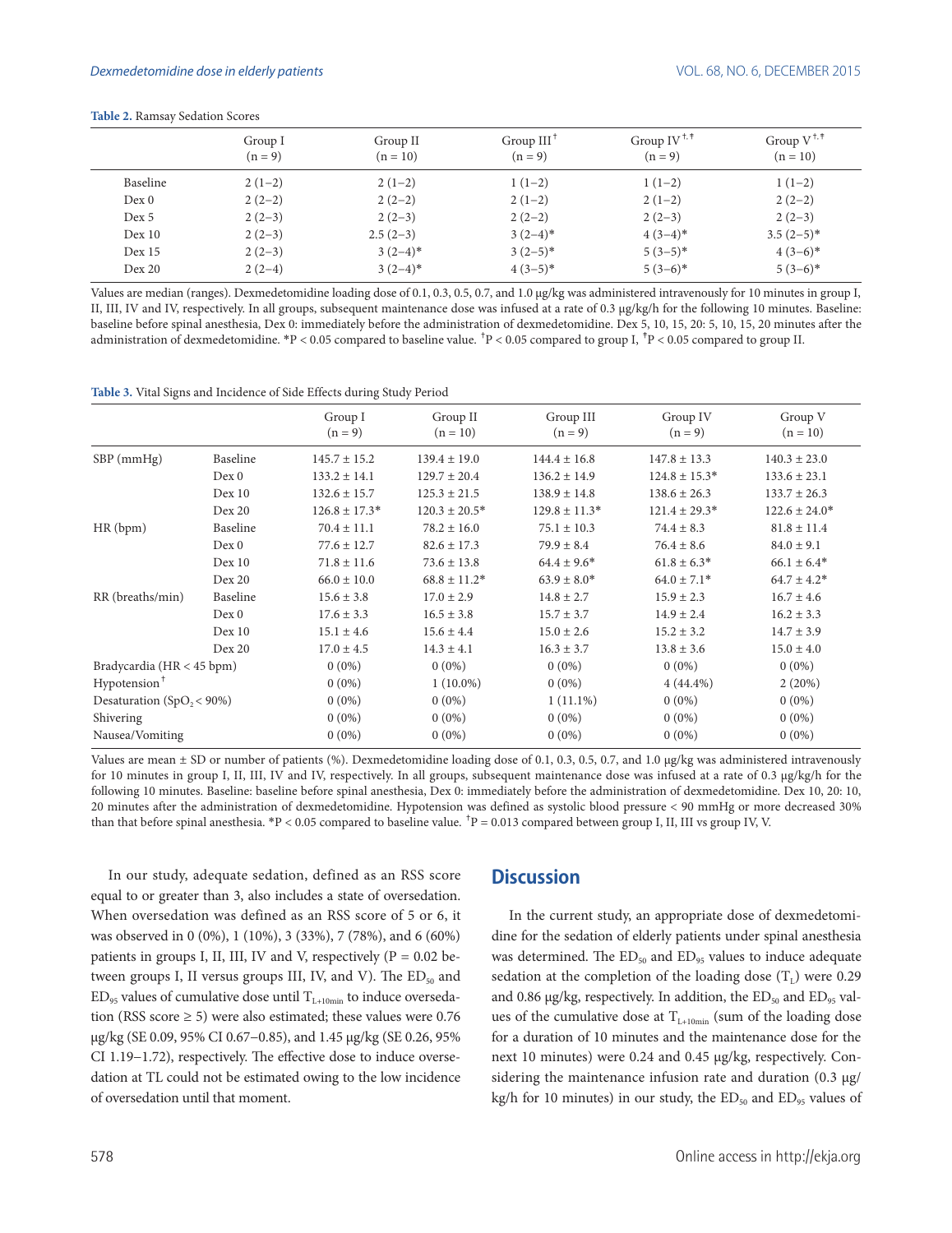**Table 2.** Ramsay Sedation Scores

| | Group I (n = 9) | Group II (n = 10) | Group III[†] (n = 9) | Group IV[†,‡] (n = 9) | Group V[†,‡] (n = 10) |
|---|---|---|---|---|---|
| Baseline | 2 (1–2) | 2 (1–2) | 1 (1–2) | 1 (1–2) | 1 (1–2) |
| Dex 0 | 2 (2–2) | 2 (2–2) | 2 (1–2) | 2 (1–2) | 2 (2–2) |
| Dex 5 | 2 (2–3) | 2 (2–3) | 2 (2–2) | 2 (2–3) | 2 (2–3) |
| Dex 10 | 2 (2–3) | 2.5 (2–3) | 3 (2–4)* | 4 (3–4)* | 3.5 (2–5)* |
| Dex 15 | 2 (2–3) | 3 (2–4)* | 3 (2–5)* | 5 (3–5)* | 4 (3–6)* |
| Dex 20 | 2 (2–4) | 3 (2–4)* | 4 (3–5)* | 5 (3–6)* | 5 (3–6)* |

Values are median (ranges). Dexmedetomidine loading dose of 0.1, 0.3, 0.5, 0.7, and 1.0 μg/kg was administered intravenously for 10 minutes in group I, II, III, IV and IV, respectively. In all groups, subsequent maintenance dose was infused at a rate of 0.3 μg/kg/h for the following 10 minutes. Baseline: baseline before spinal anesthesia, Dex 0: immediately before the administration of dexmedetomidine. Dex 5, 10, 15, 20: 5, 10, 15, 20 minutes after the administration of dexmedetomidine. *P < 0.05 compared to baseline value. [†]P < 0.05 compared to group I, [‡]P < 0.05 compared to group II.

**Table 3.** Vital Signs and Incidence of Side Effects during Study Period

| | | Group I (n = 9) | Group II (n = 10) | Group III (n = 9) | Group IV (n = 9) | Group V (n = 10) |
|---|---|---|---|---|---|---|
| SBP (mmHg) | Baseline | 145.7 ± 15.2 | 139.4 ± 19.0 | 144.4 ± 16.8 | 147.8 ± 13.3 | 140.3 ± 23.0 |
| | Dex 0 | 133.2 ± 14.1 | 129.7 ± 20.4 | 136.2 ± 14.9 | 124.8 ± 15.3* | 133.6 ± 23.1 |
| | Dex 10 | 132.6 ± 15.7 | 125.3 ± 21.5 | 138.9 ± 14.8 | 138.6 ± 26.3 | 133.7 ± 26.3 |
| | Dex 20 | 126.8 ± 17.3* | 120.3 ± 20.5* | 129.8 ± 11.3* | 121.4 ± 29.3* | 122.6 ± 24.0* |
| HR (bpm) | Baseline | 70.4 ± 11.1 | 78.2 ± 16.0 | 75.1 ± 10.3 | 74.4 ± 8.3 | 81.8 ± 11.4 |
| | Dex 0 | 77.6 ± 12.7 | 82.6 ± 17.3 | 79.9 ± 8.4 | 76.4 ± 8.6 | 84.0 ± 9.1 |
| | Dex 10 | 71.8 ± 11.6 | 73.6 ± 13.8 | 64.4 ± 9.6* | 61.8 ± 6.3* | 66.1 ± 6.4* |
| | Dex 20 | 66.0 ± 10.0 | 68.8 ± 11.2* | 63.9 ± 8.0* | 64.0 ± 7.1* | 64.7 ± 4.2* |
| RR (breaths/min) | Baseline | 15.6 ± 3.8 | 17.0 ± 2.9 | 14.8 ± 2.7 | 15.9 ± 2.3 | 16.7 ± 4.6 |
| | Dex 0 | 17.6 ± 3.3 | 16.5 ± 3.8 | 15.7 ± 3.7 | 14.9 ± 2.4 | 16.2 ± 3.3 |
| | Dex 10 | 15.1 ± 4.6 | 15.6 ± 4.4 | 15.0 ± 2.6 | 15.2 ± 3.2 | 14.7 ± 3.9 |
| | Dex 20 | 17.0 ± 4.5 | 14.3 ± 4.1 | 16.3 ± 3.7 | 13.8 ± 3.6 | 15.0 ± 4.0 |
| Bradycardia (HR < 45 bpm) | | 0 (0%) | 0 (0%) | 0 (0%) | 0 (0%) | 0 (0%) |
| Hypotension[†] | | 0 (0%) | 1 (10.0%) | 0 (0%) | 4 (44.4%) | 2 (20%) |
| Desaturation ($SpO_2$ < 90%) | | 0 (0%) | 0 (0%) | 1 (11.1%) | 0 (0%) | 0 (0%) |
| Shivering | | 0 (0%) | 0 (0%) | 0 (0%) | 0 (0%) | 0 (0%) |
| Nausea/Vomiting | | 0 (0%) | 0 (0%) | 0 (0%) | 0 (0%) | 0 (0%) |

Values are mean ± SD or number of patients (%). Dexmedetomidine loading dose of 0.1, 0.3, 0.5, 0.7, and 1.0 μg/kg was administered intravenously for 10 minutes in group I, II, III, IV and IV, respectively. In all groups, subsequent maintenance dose was infused at a rate of 0.3 μg/kg/h for the following 10 minutes. Baseline: baseline before spinal anesthesia, Dex 0: immediately before the administration of dexmedetomidine. Dex 10, 20: 10, 20 minutes after the administration of dexmedetomidine. Hypotension was defined as systolic blood pressure < 90 mmHg or more decreased 30% than that before spinal anesthesia. *P < 0.05 compared to baseline value. [†]P = 0.013 compared between group I, II, III vs group IV, V.

In our study, adequate sedation, defined as an RSS score equal to or greater than 3, also includes a state of oversedation. When oversedation was defined as an RSS score of 5 or 6, it was observed in 0 (0%), 1 (10%), 3 (33%), 7 (78%), and 6 (60%) patients in groups I, II, III, IV and V, respectively (P = 0.02 between groups I, II versus groups III, IV, and V). The $ED_{50}$ and $ED_{95}$ values of cumulative dose until $T_{L+10min}$ to induce oversedation (RSS score ≥ 5) were also estimated; these values were 0.76 μg/kg (SE 0.09, 95% CI 0.67–0.85), and 1.45 μg/kg (SE 0.26, 95% CI 1.19–1.72), respectively. The effective dose to induce oversedation at TL could not be estimated owing to the low incidence of oversedation until that moment.

## Discussion

In the current study, an appropriate dose of dexmedetomidine for the sedation of elderly patients under spinal anesthesia was determined. The $ED_{50}$ and $ED_{95}$ values to induce adequate sedation at the completion of the loading dose ($T_L$) were 0.29 and 0.86 μg/kg, respectively. In addition, the $ED_{50}$ and $ED_{95}$ values of the cumulative dose at $T_{L+10min}$ (sum of the loading dose for a duration of 10 minutes and the maintenance dose for the next 10 minutes) were 0.24 and 0.45 μg/kg, respectively. Considering the maintenance infusion rate and duration (0.3 μg/kg/h for 10 minutes) in our study, the $ED_{50}$ and $ED_{95}$ values of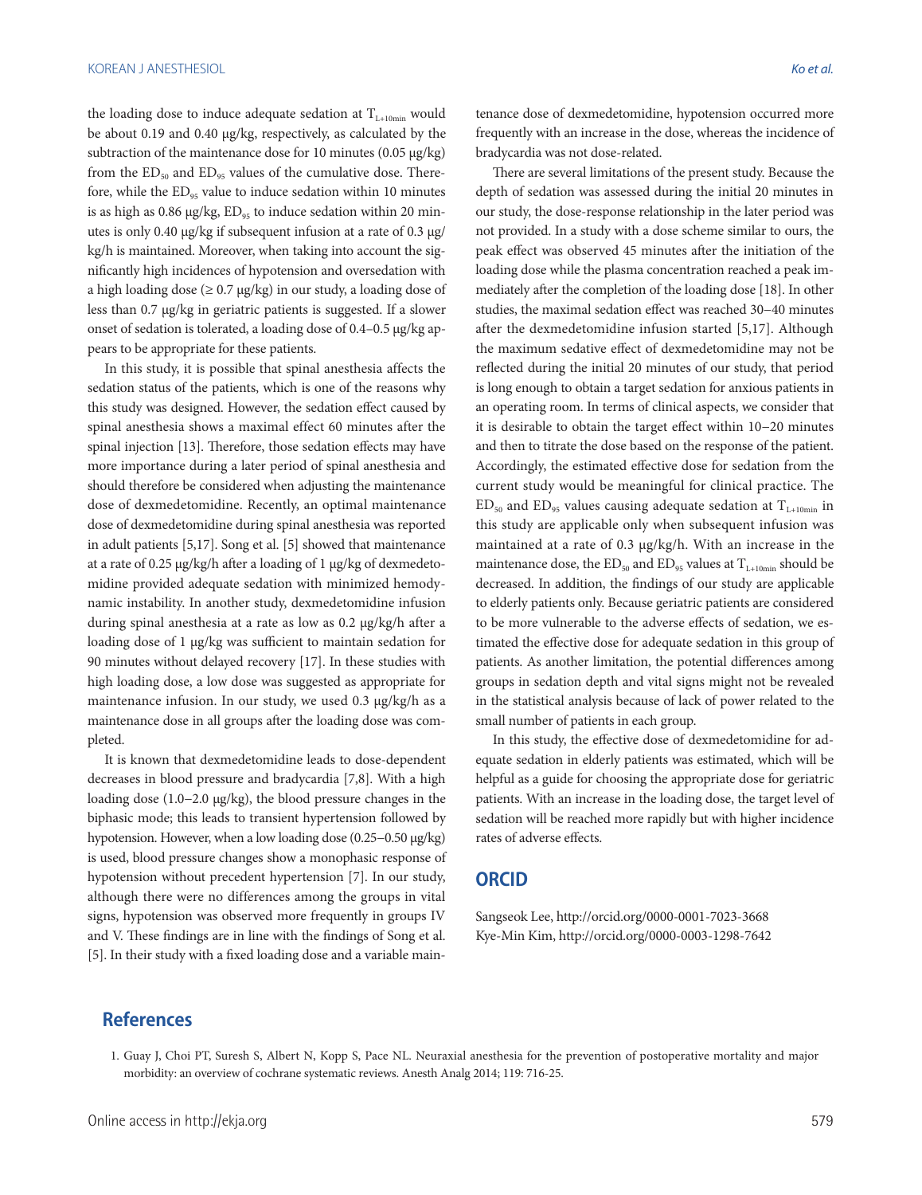the loading dose to induce adequate sedation at $T_{L+10min}$ would be about 0.19 and 0.40 μg/kg, respectively, as calculated by the subtraction of the maintenance dose for 10 minutes (0.05 μg/kg) from the $ED_{50}$ and $ED_{95}$ values of the cumulative dose. Therefore, while the $ED_{95}$ value to induce sedation within 10 minutes is as high as 0.86 μg/kg, $ED_{95}$ to induce sedation within 20 minutes is only 0.40 μg/kg if subsequent infusion at a rate of 0.3 μg/kg/h is maintained. Moreover, when taking into account the significantly high incidences of hypotension and oversedation with a high loading dose (≥ 0.7 μg/kg) in our study, a loading dose of less than 0.7 μg/kg in geriatric patients is suggested. If a slower onset of sedation is tolerated, a loading dose of 0.4–0.5 μg/kg appears to be appropriate for these patients.

In this study, it is possible that spinal anesthesia affects the sedation status of the patients, which is one of the reasons why this study was designed. However, the sedation effect caused by spinal anesthesia shows a maximal effect 60 minutes after the spinal injection [13]. Therefore, those sedation effects may have more importance during a later period of spinal anesthesia and should therefore be considered when adjusting the maintenance dose of dexmedetomidine. Recently, an optimal maintenance dose of dexmedetomidine during spinal anesthesia was reported in adult patients [5,17]. Song et al. [5] showed that maintenance at a rate of 0.25 μg/kg/h after a loading of 1 μg/kg of dexmedetomidine provided adequate sedation with minimized hemodynamic instability. In another study, dexmedetomidine infusion during spinal anesthesia at a rate as low as 0.2 μg/kg/h after a loading dose of 1 μg/kg was sufficient to maintain sedation for 90 minutes without delayed recovery [17]. In these studies with high loading dose, a low dose was suggested as appropriate for maintenance infusion. In our study, we used 0.3 μg/kg/h as a maintenance dose in all groups after the loading dose was completed.

It is known that dexmedetomidine leads to dose-dependent decreases in blood pressure and bradycardia [7,8]. With a high loading dose (1.0–2.0 μg/kg), the blood pressure changes in the biphasic mode; this leads to transient hypertension followed by hypotension. However, when a low loading dose (0.25–0.50 μg/kg) is used, blood pressure changes show a monophasic response of hypotension without precedent hypertension [7]. In our study, although there were no differences among the groups in vital signs, hypotension was observed more frequently in groups IV and V. These findings are in line with the findings of Song et al. [5]. In their study with a fixed loading dose and a variable maintenance dose of dexmedetomidine, hypotension occurred more frequently with an increase in the dose, whereas the incidence of bradycardia was not dose-related.

There are several limitations of the present study. Because the depth of sedation was assessed during the initial 20 minutes in our study, the dose-response relationship in the later period was not provided. In a study with a dose scheme similar to ours, the peak effect was observed 45 minutes after the initiation of the loading dose while the plasma concentration reached a peak immediately after the completion of the loading dose [18]. In other studies, the maximal sedation effect was reached 30–40 minutes after the dexmedetomidine infusion started [5,17]. Although the maximum sedative effect of dexmedetomidine may not be reflected during the initial 20 minutes of our study, that period is long enough to obtain a target sedation for anxious patients in an operating room. In terms of clinical aspects, we consider that it is desirable to obtain the target effect within 10–20 minutes and then to titrate the dose based on the response of the patient. Accordingly, the estimated effective dose for sedation from the current study would be meaningful for clinical practice. The $ED_{50}$ and $ED_{95}$ values causing adequate sedation at $T_{L+10min}$ in this study are applicable only when subsequent infusion was maintained at a rate of 0.3 μg/kg/h. With an increase in the maintenance dose, the $ED_{50}$ and $ED_{95}$ values at $T_{L+10min}$ should be decreased. In addition, the findings of our study are applicable to elderly patients only. Because geriatric patients are considered to be more vulnerable to the adverse effects of sedation, we estimated the effective dose for adequate sedation in this group of patients. As another limitation, the potential differences among groups in sedation depth and vital signs might not be revealed in the statistical analysis because of lack of power related to the small number of patients in each group.

In this study, the effective dose of dexmedetomidine for adequate sedation in elderly patients was estimated, which will be helpful as a guide for choosing the appropriate dose for geriatric patients. With an increase in the loading dose, the target level of sedation will be reached more rapidly but with higher incidence rates of adverse effects.

## ORCID

Sangseok Lee, http://orcid.org/0000-0001-7023-3668
Kye-Min Kim, http://orcid.org/0000-0003-1298-7642

## References

1. Guay J, Choi PT, Suresh S, Albert N, Kopp S, Pace NL. Neuraxial anesthesia for the prevention of postoperative mortality and major morbidity: an overview of cochrane systematic reviews. Anesth Analg 2014; 119: 716-25.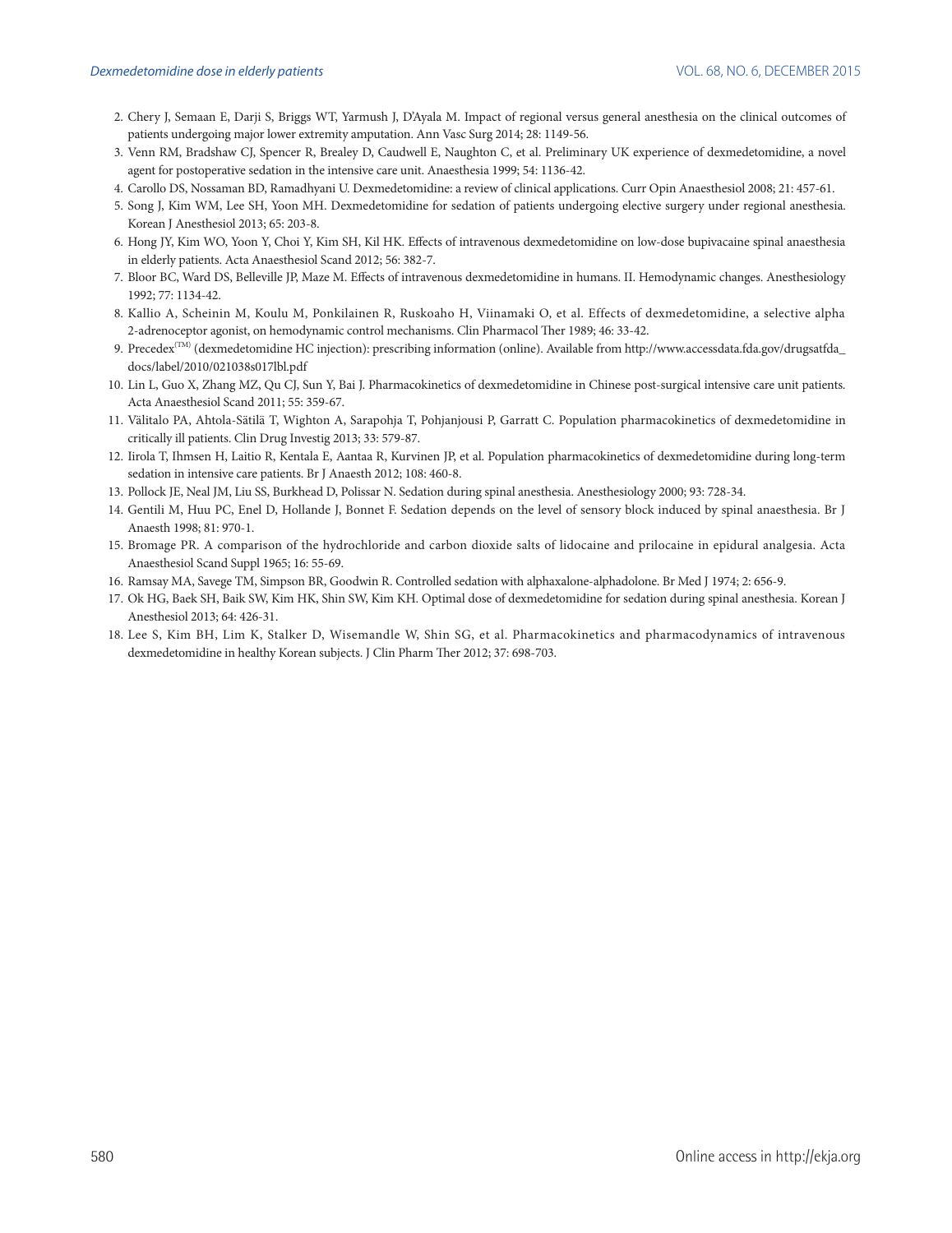2. Chery J, Semaan E, Darji S, Briggs WT, Yarmush J, D'Ayala M. Impact of regional versus general anesthesia on the clinical outcomes of patients undergoing major lower extremity amputation. Ann Vasc Surg 2014; 28: 1149-56.
3. Venn RM, Bradshaw CJ, Spencer R, Brealey D, Caudwell E, Naughton C, et al. Preliminary UK experience of dexmedetomidine, a novel agent for postoperative sedation in the intensive care unit. Anaesthesia 1999; 54: 1136-42.
4. Carollo DS, Nossaman BD, Ramadhyani U. Dexmedetomidine: a review of clinical applications. Curr Opin Anaesthesiol 2008; 21: 457-61.
5. Song J, Kim WM, Lee SH, Yoon MH. Dexmedetomidine for sedation of patients undergoing elective surgery under regional anesthesia. Korean J Anesthesiol 2013; 65: 203-8.
6. Hong JY, Kim WO, Yoon Y, Choi Y, Kim SH, Kil HK. Effects of intravenous dexmedetomidine on low-dose bupivacaine spinal anaesthesia in elderly patients. Acta Anaesthesiol Scand 2012; 56: 382-7.
7. Bloor BC, Ward DS, Belleville JP, Maze M. Effects of intravenous dexmedetomidine in humans. II. Hemodynamic changes. Anesthesiology 1992; 77: 1134-42.
8. Kallio A, Scheinin M, Koulu M, Ponkilainen R, Ruskoaho H, Viinamaki O, et al. Effects of dexmedetomidine, a selective alpha 2-adrenoceptor agonist, on hemodynamic control mechanisms. Clin Pharmacol Ther 1989; 46: 33-42.
9. Precedex(TM) (dexmedetomidine HC injection): prescribing information (online). Available from http://www.accessdata.fda.gov/drugsatfda_docs/label/2010/021038s017lbl.pdf
10. Lin L, Guo X, Zhang MZ, Qu CJ, Sun Y, Bai J. Pharmacokinetics of dexmedetomidine in Chinese post-surgical intensive care unit patients. Acta Anaesthesiol Scand 2011; 55: 359-67.
11. Välitalo PA, Ahtola-Sätilä T, Wighton A, Sarapohja T, Pohjanjousi P, Garratt C. Population pharmacokinetics of dexmedetomidine in critically ill patients. Clin Drug Investig 2013; 33: 579-87.
12. Iirola T, Ihmsen H, Laitio R, Kentala E, Aantaa R, Kurvinen JP, et al. Population pharmacokinetics of dexmedetomidine during long-term sedation in intensive care patients. Br J Anaesth 2012; 108: 460-8.
13. Pollock JE, Neal JM, Liu SS, Burkhead D, Polissar N. Sedation during spinal anesthesia. Anesthesiology 2000; 93: 728-34.
14. Gentili M, Huu PC, Enel D, Hollande J, Bonnet F. Sedation depends on the level of sensory block induced by spinal anaesthesia. Br J Anaesth 1998; 81: 970-1.
15. Bromage PR. A comparison of the hydrochloride and carbon dioxide salts of lidocaine and prilocaine in epidural analgesia. Acta Anaesthesiol Scand Suppl 1965; 16: 55-69.
16. Ramsay MA, Savege TM, Simpson BR, Goodwin R. Controlled sedation with alphaxalone-alphadolone. Br Med J 1974; 2: 656-9.
17. Ok HG, Baek SH, Baik SW, Kim HK, Shin SW, Kim KH. Optimal dose of dexmedetomidine for sedation during spinal anesthesia. Korean J Anesthesiol 2013; 64: 426-31.
18. Lee S, Kim BH, Lim K, Stalker D, Wisemandle W, Shin SG, et al. Pharmacokinetics and pharmacodynamics of intravenous dexmedetomidine in healthy Korean subjects. J Clin Pharm Ther 2012; 37: 698-703.